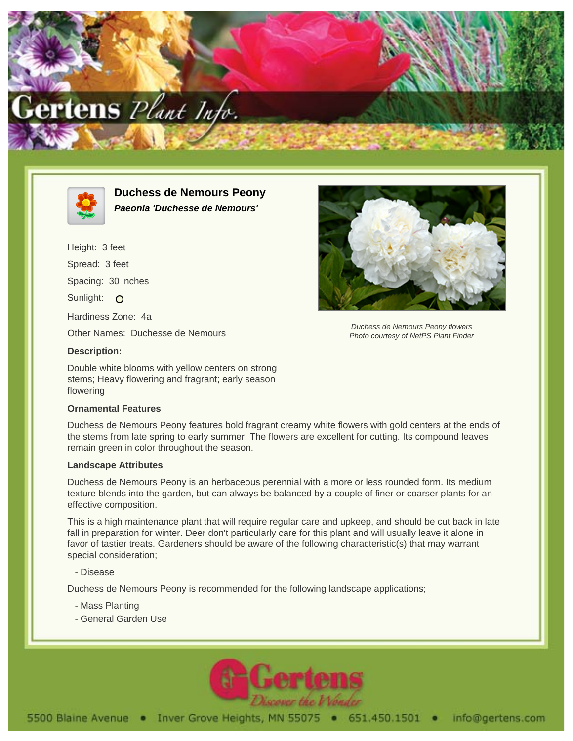# Duchess de Nemours Peony

***Paeonia 'Duchesse de Nemours'***

Height: 3 feet

Spread: 3 feet

Spacing: 30 inches

Sunlight: O

Hardiness Zone: 4a

Other Names: Duchesse de Nemours

**Description:**

Double white blooms with yellow centers on strong stems; Heavy flowering and fragrant; early season flowering

*Duchess de Nemours Peony flowers*
*Photo courtesy of NetPS Plant Finder*

### Ornamental Features

Duchess de Nemours Peony features bold fragrant creamy white flowers with gold centers at the ends of the stems from late spring to early summer. The flowers are excellent for cutting. Its compound leaves remain green in color throughout the season.

### Landscape Attributes

Duchess de Nemours Peony is an herbaceous perennial with a more or less rounded form. Its medium texture blends into the garden, but can always be balanced by a couple of finer or coarser plants for an effective composition.

This is a high maintenance plant that will require regular care and upkeep, and should be cut back in late fall in preparation for winter. Deer don't particularly care for this plant and will usually leave it alone in favor of tastier treats. Gardeners should be aware of the following characteristic(s) that may warrant special consideration;

- Disease

Duchess de Nemours Peony is recommended for the following landscape applications;

- Mass Planting
- General Garden Use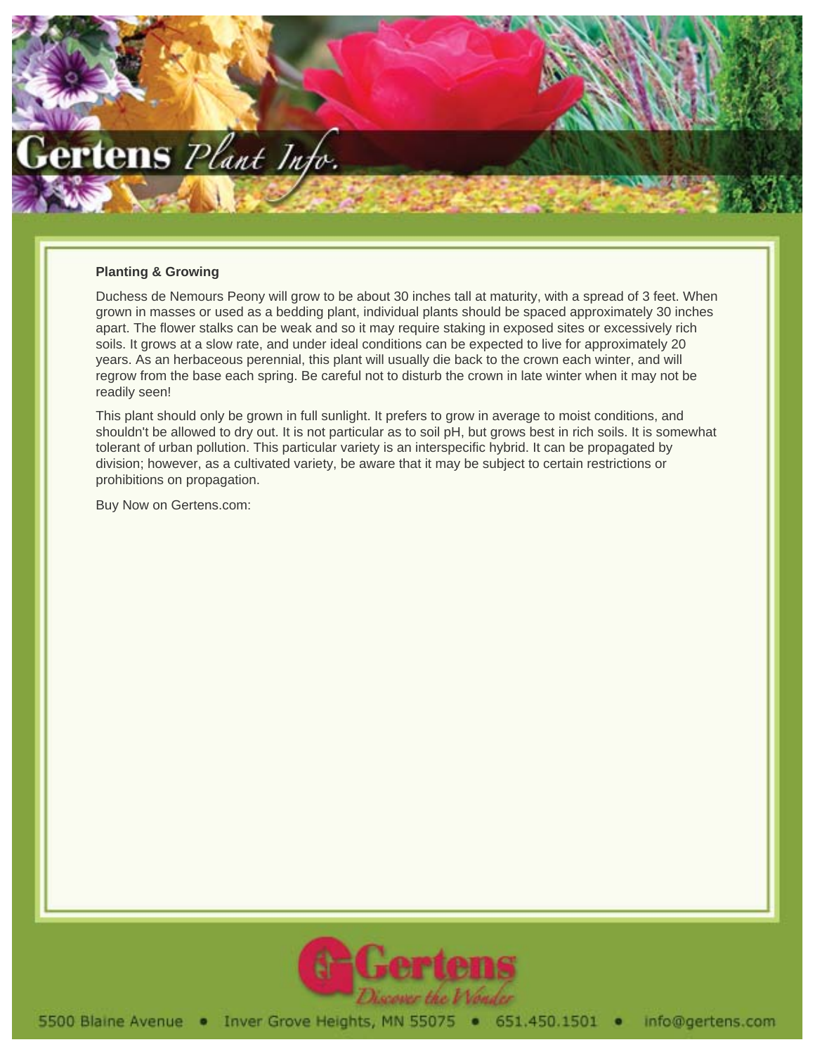### Planting & Growing

Duchess de Nemours Peony will grow to be about 30 inches tall at maturity, with a spread of 3 feet. When grown in masses or used as a bedding plant, individual plants should be spaced approximately 30 inches apart. The flower stalks can be weak and so it may require staking in exposed sites or excessively rich soils. It grows at a slow rate, and under ideal conditions can be expected to live for approximately 20 years. As an herbaceous perennial, this plant will usually die back to the crown each winter, and will regrow from the base each spring. Be careful not to disturb the crown in late winter when it may not be readily seen!

This plant should only be grown in full sunlight. It prefers to grow in average to moist conditions, and shouldn't be allowed to dry out. It is not particular as to soil pH, but grows best in rich soils. It is somewhat tolerant of urban pollution. This particular variety is an interspecific hybrid. It can be propagated by division; however, as a cultivated variety, be aware that it may be subject to certain restrictions or prohibitions on propagation.

Buy Now on Gertens.com: